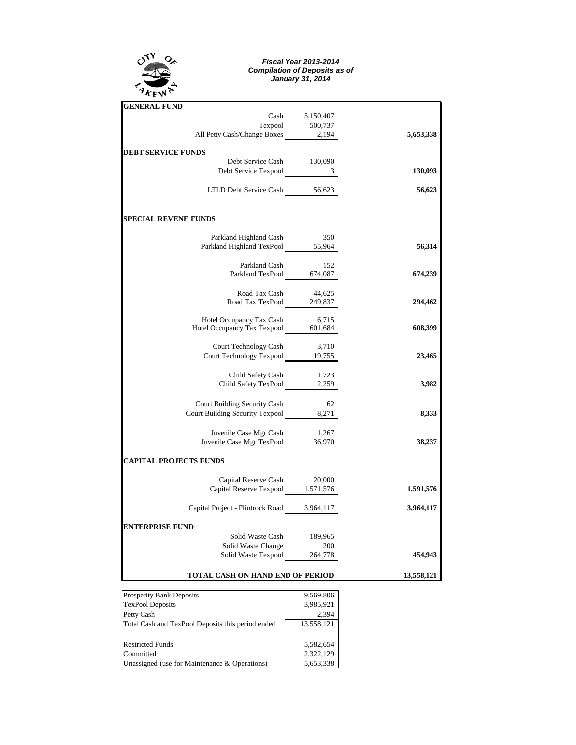CITY OF LAKEWAY

***Fiscal Year 2013-2014***
***Compilation of Deposits as of***
***January 31, 2014***

| | | |
|---|---|---|
| **GENERAL FUND** | | |
| Cash | 5,150,407 | |
| Texpool | 500,737 | |
| All Petty Cash/Change Boxes | 2,194 | **5,653,338** |
| **DEBT SERVICE FUNDS** | | |
| Debt Service Cash | 130,090 | |
| Debt Service Texpool | 3 | **130,093** |
| LTLD Debt Service Cash | 56,623 | **56,623** |
| **SPECIAL REVENE FUNDS** | | |
| Parkland Highland Cash | 350 | |
| Parkland Highland TexPool | 55,964 | **56,314** |
| Parkland Cash | 152 | |
| Parkland TexPool | 674,087 | **674,239** |
| Road Tax Cash | 44,625 | |
| Road Tax TexPool | 249,837 | **294,462** |
| Hotel Occupancy Tax Cash | 6,715 | |
| Hotel Occupancy Tax Texpool | 601,684 | **608,399** |
| Court Technology Cash | 3,710 | |
| Court Technology Texpool | 19,755 | **23,465** |
| Child Safety Cash | 1,723 | |
| Child Safety TexPool | 2,259 | **3,982** |
| Court Building Security Cash | 62 | |
| Court Building Security Texpool | 8,271 | **8,333** |
| Juvenile Case Mgr Cash | 1,267 | |
| Juvenile Case Mgr TexPool | 36,970 | **38,237** |
| **CAPITAL PROJECTS FUNDS** | | |
| Capital Reserve Cash | 20,000 | |
| Capital Reserve Texpool | 1,571,576 | **1,591,576** |
| Capital Project - Flintrock Road | 3,964,117 | **3,964,117** |
| **ENTERPRISE FUND** | | |
| Solid Waste Cash | 189,965 | |
| Solid Waste Change | 200 | |
| Solid Waste Texpool | 264,778 | **454,943** |
| **TOTAL CASH ON HAND END OF PERIOD** | | **13,558,121** |

| | |
|---|---|
| Prosperity Bank Deposits | 9,569,806 |
| TexPool Deposits | 3,985,921 |
| Petty Cash | 2,394 |
| Total Cash and TexPool Deposits this period ended | 13,558,121 |
| Restricted Funds | 5,582,654 |
| Committed | 2,322,129 |
| Unassigned (use for Maintenance & Operations) | 5,653,338 |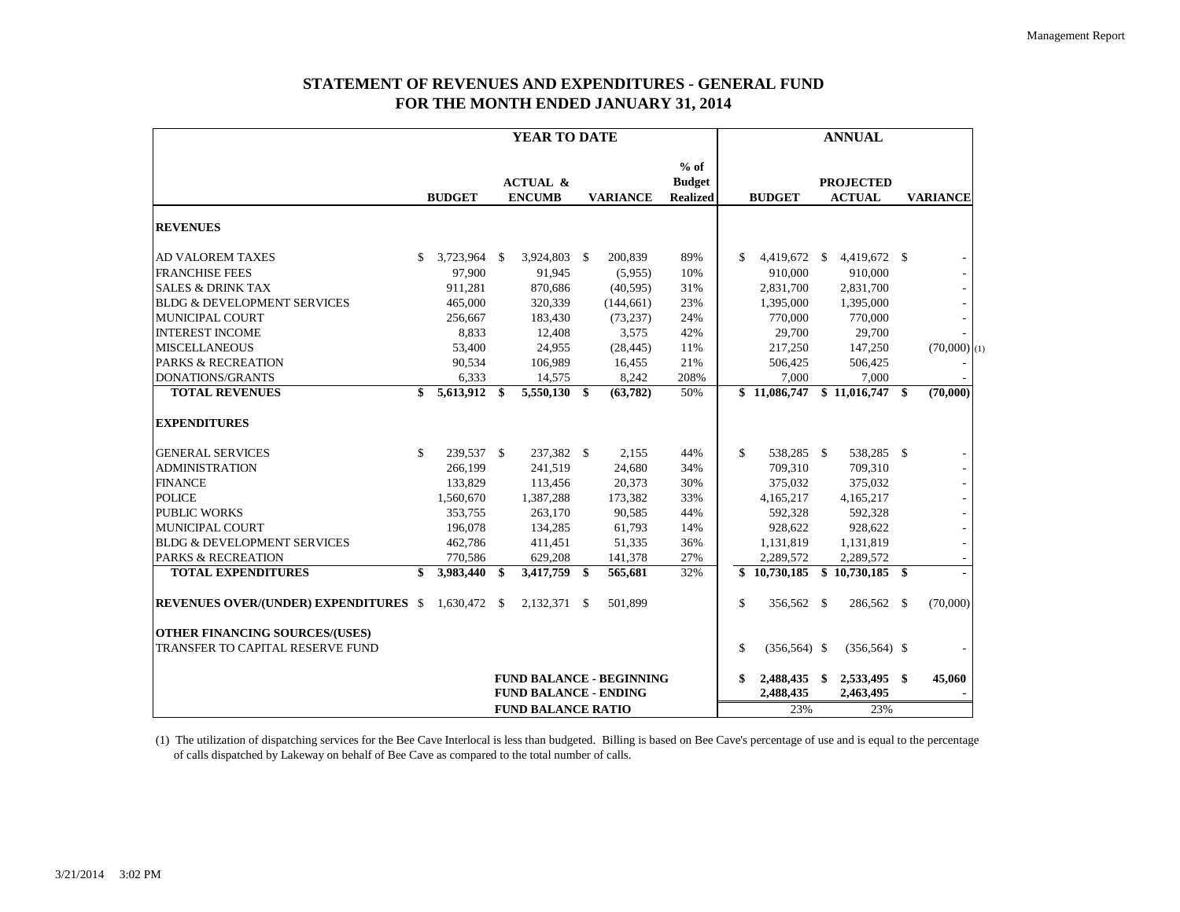# STATEMENT OF REVENUES AND EXPENDITURES - GENERAL FUND
## FOR THE MONTH ENDED JANUARY 31, 2014

| | YEAR TO DATE | | | | ANNUAL | | |
|---|---|---|---|---|---|---|---|
| | BUDGET | ACTUAL & ENCUMB | VARIANCE | % of Budget Realized | BUDGET | PROJECTED ACTUAL | VARIANCE |
| **REVENUES** | | | | | | | |
| AD VALOREM TAXES | $ 3,723,964 | $ 3,924,803 | $ 200,839 | 89% | $ 4,419,672 | $ 4,419,672 | $ - |
| FRANCHISE FEES | 97,900 | 91,945 | (5,955) | 10% | 910,000 | 910,000 | - |
| SALES & DRINK TAX | 911,281 | 870,686 | (40,595) | 31% | 2,831,700 | 2,831,700 | - |
| BLDG & DEVELOPMENT SERVICES | 465,000 | 320,339 | (144,661) | 23% | 1,395,000 | 1,395,000 | - |
| MUNICIPAL COURT | 256,667 | 183,430 | (73,237) | 24% | 770,000 | 770,000 | - |
| INTEREST INCOME | 8,833 | 12,408 | 3,575 | 42% | 29,700 | 29,700 | - |
| MISCELLANEOUS | 53,400 | 24,955 | (28,445) | 11% | 217,250 | 147,250 | (70,000) (1) |
| PARKS & RECREATION | 90,534 | 106,989 | 16,455 | 21% | 506,425 | 506,425 | - |
| DONATIONS/GRANTS | 6,333 | 14,575 | 8,242 | 208% | 7,000 | 7,000 | - |
| **TOTAL REVENUES** | **$ 5,613,912** | **$ 5,550,130** | **$ (63,782)** | 50% | **$ 11,086,747** | **$ 11,016,747** | **$ (70,000)** |
| **EXPENDITURES** | | | | | | | |
| GENERAL SERVICES | $ 239,537 | $ 237,382 | $ 2,155 | 44% | $ 538,285 | $ 538,285 | $ - |
| ADMINISTRATION | 266,199 | 241,519 | 24,680 | 34% | 709,310 | 709,310 | - |
| FINANCE | 133,829 | 113,456 | 20,373 | 30% | 375,032 | 375,032 | - |
| POLICE | 1,560,670 | 1,387,288 | 173,382 | 33% | 4,165,217 | 4,165,217 | - |
| PUBLIC WORKS | 353,755 | 263,170 | 90,585 | 44% | 592,328 | 592,328 | - |
| MUNICIPAL COURT | 196,078 | 134,285 | 61,793 | 14% | 928,622 | 928,622 | - |
| BLDG & DEVELOPMENT SERVICES | 462,786 | 411,451 | 51,335 | 36% | 1,131,819 | 1,131,819 | - |
| PARKS & RECREATION | 770,586 | 629,208 | 141,378 | 27% | 2,289,572 | 2,289,572 | - |
| **TOTAL EXPENDITURES** | **$ 3,983,440** | **$ 3,417,759** | **$ 565,681** | 32% | **$ 10,730,185** | **$ 10,730,185** | **$ -** |
| **REVENUES OVER/(UNDER) EXPENDITURES** | $ 1,630,472 | $ 2,132,371 | $ 501,899 | | $ 356,562 | $ 286,562 | $ (70,000) |
| **OTHER FINANCING SOURCES/(USES)** | | | | | | | |
| TRANSFER TO CAPITAL RESERVE FUND | | | | | $ (356,564) | $ (356,564) | $ - |
| | | **FUND BALANCE - BEGINNING** | | | **$ 2,488,435** | **$ 2,533,495** | **$ 45,060** |
| | | **FUND BALANCE - ENDING** | | | **2,488,435** | **2,463,495** | **-** |
| | | **FUND BALANCE RATIO** | | | 23% | 23% | |

(1) The utilization of dispatching services for the Bee Cave Interlocal is less than budgeted. Billing is based on Bee Cave's percentage of use and is equal to the percentage of calls dispatched by Lakeway on behalf of Bee Cave as compared to the total number of calls.